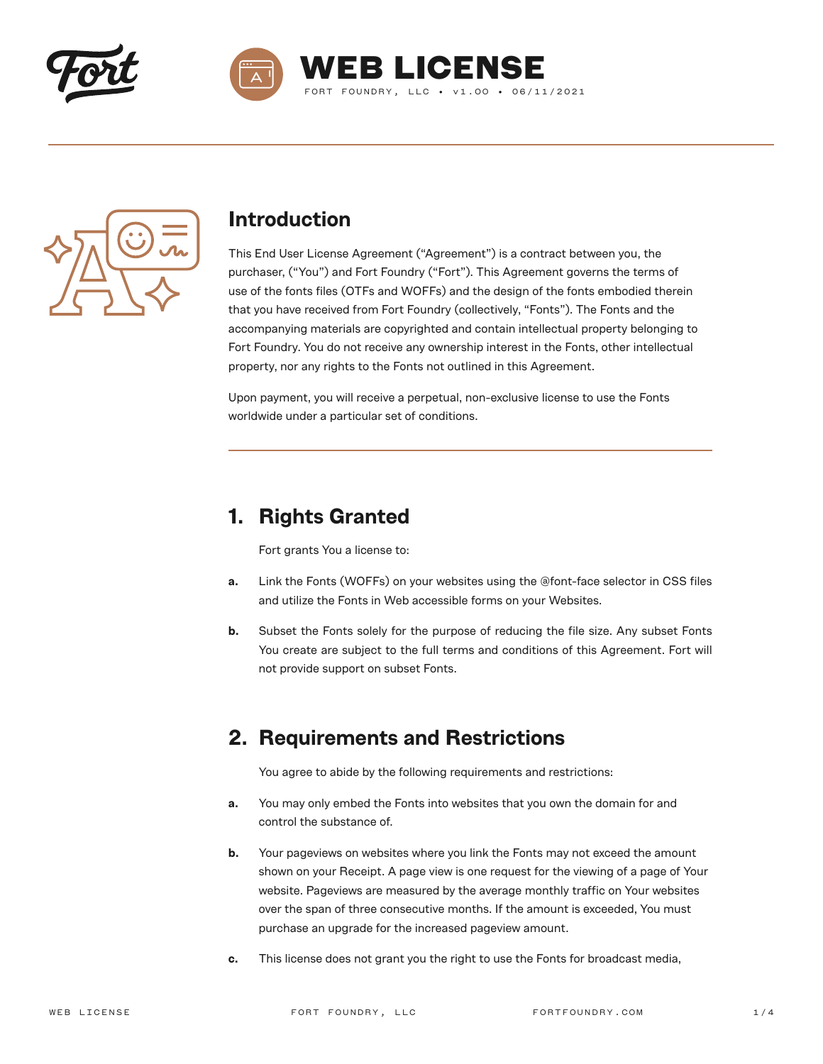# WEB LICENSE

FORT FOUNDRY, LLC • v1.00 • 06/11/2021

## Introduction

This End User License Agreement ("Agreement") is a contract between you, the purchaser, ("You") and Fort Foundry ("Fort"). This Agreement governs the terms of use of the fonts files (OTFs and WOFFs) and the design of the fonts embodied therein that you have received from Fort Foundry (collectively, "Fonts"). The Fonts and the accompanying materials are copyrighted and contain intellectual property belonging to Fort Foundry. You do not receive any ownership interest in the Fonts, other intellectual property, nor any rights to the Fonts not outlined in this Agreement.

Upon payment, you will receive a perpetual, non-exclusive license to use the Fonts worldwide under a particular set of conditions.

## 1. Rights Granted

Fort grants You a license to:

**a.** Link the Fonts (WOFFs) on your websites using the @font-face selector in CSS files and utilize the Fonts in Web accessible forms on your Websites.

**b.** Subset the Fonts solely for the purpose of reducing the file size. Any subset Fonts You create are subject to the full terms and conditions of this Agreement. Fort will not provide support on subset Fonts.

## 2. Requirements and Restrictions

You agree to abide by the following requirements and restrictions:

**a.** You may only embed the Fonts into websites that you own the domain for and control the substance of.

**b.** Your pageviews on websites where you link the Fonts may not exceed the amount shown on your Receipt. A page view is one request for the viewing of a page of Your website. Pageviews are measured by the average monthly traffic on Your websites over the span of three consecutive months. If the amount is exceeded, You must purchase an upgrade for the increased pageview amount.

**c.** This license does not grant you the right to use the Fonts for broadcast media,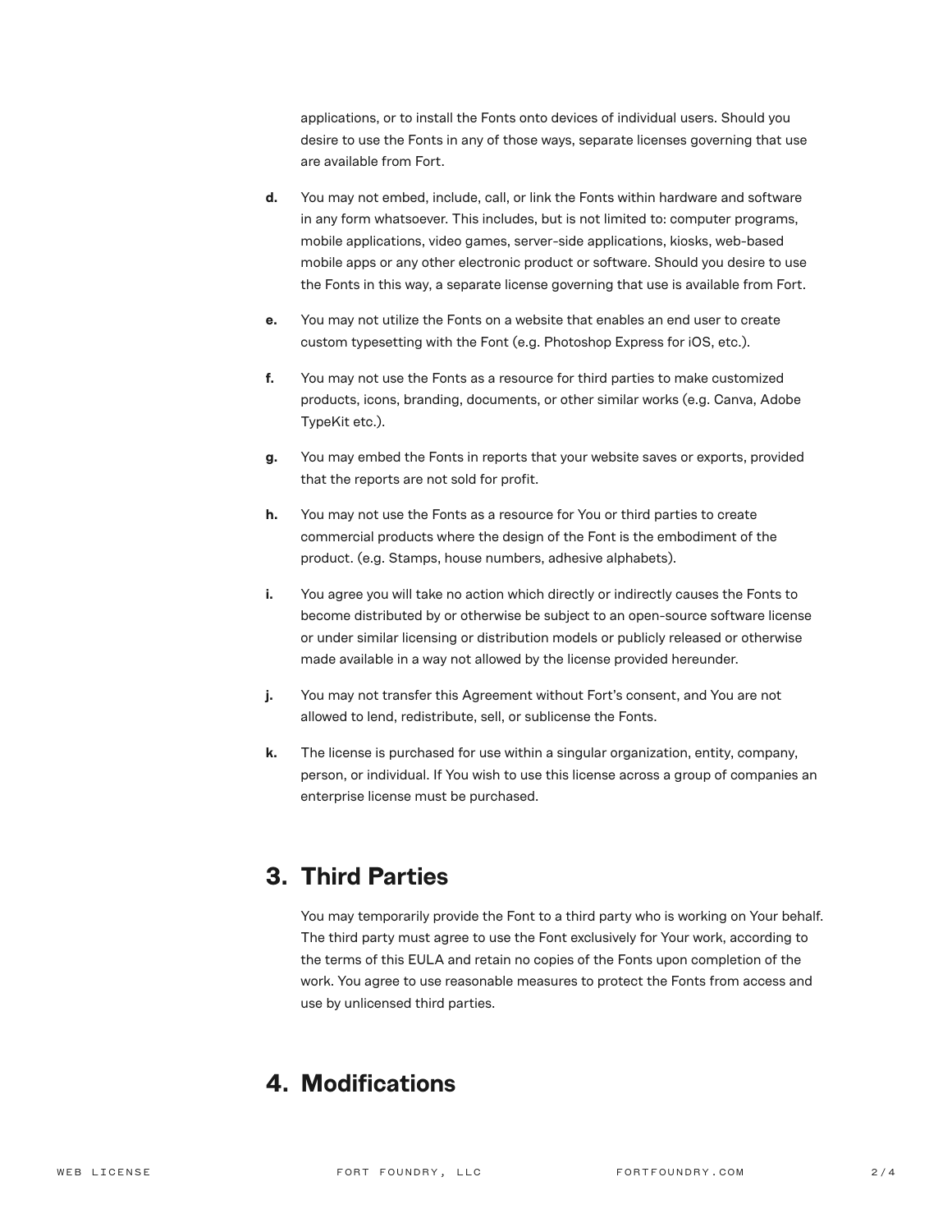applications, or to install the Fonts onto devices of individual users. Should you desire to use the Fonts in any of those ways, separate licenses governing that use are available from Fort.

**d.** You may not embed, include, call, or link the Fonts within hardware and software in any form whatsoever. This includes, but is not limited to: computer programs, mobile applications, video games, server-side applications, kiosks, web-based mobile apps or any other electronic product or software. Should you desire to use the Fonts in this way, a separate license governing that use is available from Fort.

**e.** You may not utilize the Fonts on a website that enables an end user to create custom typesetting with the Font (e.g. Photoshop Express for iOS, etc.).

**f.** You may not use the Fonts as a resource for third parties to make customized products, icons, branding, documents, or other similar works (e.g. Canva, Adobe TypeKit etc.).

**g.** You may embed the Fonts in reports that your website saves or exports, provided that the reports are not sold for profit.

**h.** You may not use the Fonts as a resource for You or third parties to create commercial products where the design of the Font is the embodiment of the product. (e.g. Stamps, house numbers, adhesive alphabets).

**i.** You agree you will take no action which directly or indirectly causes the Fonts to become distributed by or otherwise be subject to an open-source software license or under similar licensing or distribution models or publicly released or otherwise made available in a way not allowed by the license provided hereunder.

**j.** You may not transfer this Agreement without Fort's consent, and You are not allowed to lend, redistribute, sell, or sublicense the Fonts.

**k.** The license is purchased for use within a singular organization, entity, company, person, or individual. If You wish to use this license across a group of companies an enterprise license must be purchased.

## 3. Third Parties

You may temporarily provide the Font to a third party who is working on Your behalf. The third party must agree to use the Font exclusively for Your work, according to the terms of this EULA and retain no copies of the Fonts upon completion of the work. You agree to use reasonable measures to protect the Fonts from access and use by unlicensed third parties.

## 4. Modifications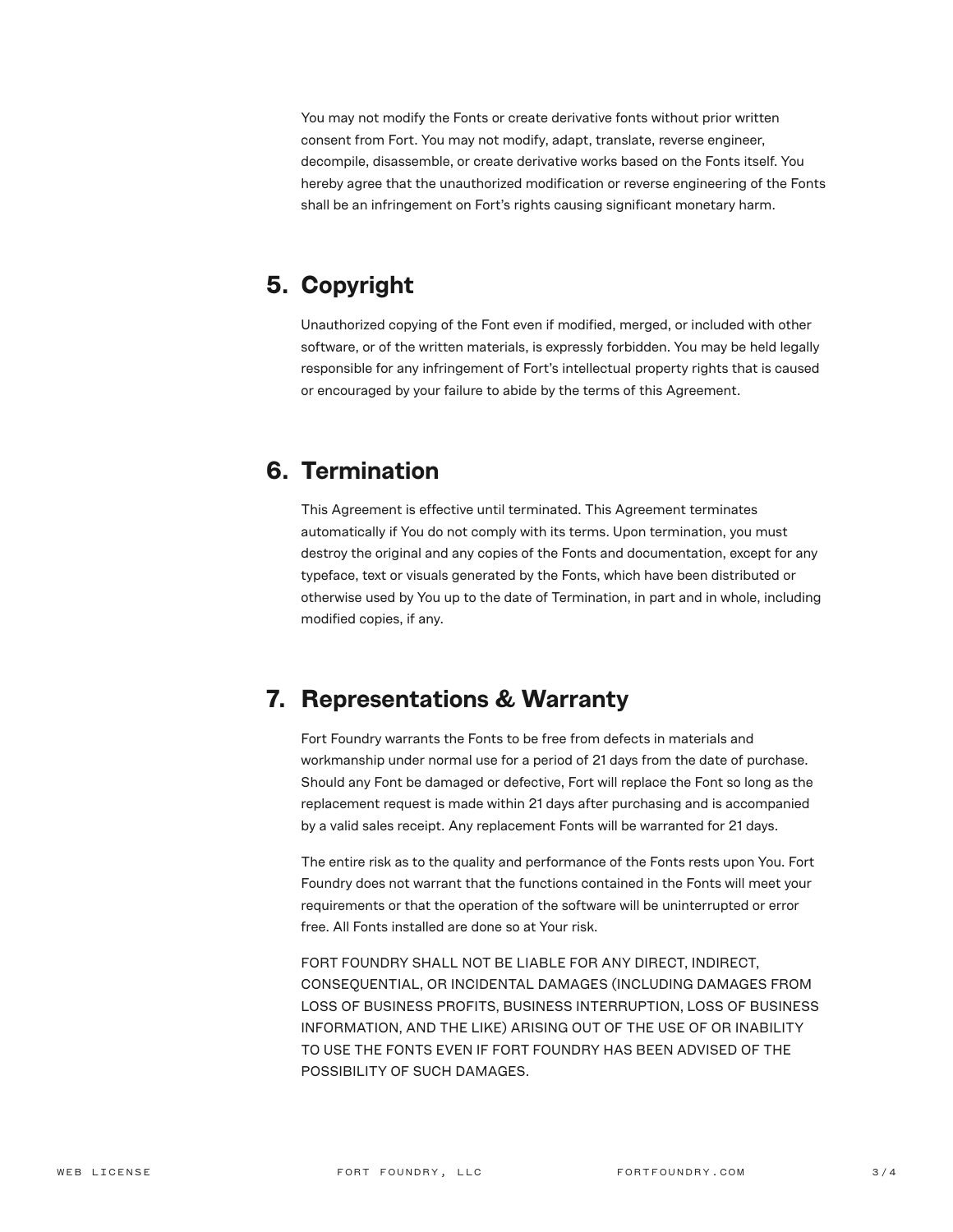You may not modify the Fonts or create derivative fonts without prior written consent from Fort. You may not modify, adapt, translate, reverse engineer, decompile, disassemble, or create derivative works based on the Fonts itself. You hereby agree that the unauthorized modification or reverse engineering of the Fonts shall be an infringement on Fort's rights causing significant monetary harm.

## 5. Copyright

Unauthorized copying of the Font even if modified, merged, or included with other software, or of the written materials, is expressly forbidden. You may be held legally responsible for any infringement of Fort's intellectual property rights that is caused or encouraged by your failure to abide by the terms of this Agreement.

## 6. Termination

This Agreement is effective until terminated. This Agreement terminates automatically if You do not comply with its terms. Upon termination, you must destroy the original and any copies of the Fonts and documentation, except for any typeface, text or visuals generated by the Fonts, which have been distributed or otherwise used by You up to the date of Termination, in part and in whole, including modified copies, if any.

## 7. Representations & Warranty

Fort Foundry warrants the Fonts to be free from defects in materials and workmanship under normal use for a period of 21 days from the date of purchase. Should any Font be damaged or defective, Fort will replace the Font so long as the replacement request is made within 21 days after purchasing and is accompanied by a valid sales receipt. Any replacement Fonts will be warranted for 21 days.

The entire risk as to the quality and performance of the Fonts rests upon You. Fort Foundry does not warrant that the functions contained in the Fonts will meet your requirements or that the operation of the software will be uninterrupted or error free. All Fonts installed are done so at Your risk.

FORT FOUNDRY SHALL NOT BE LIABLE FOR ANY DIRECT, INDIRECT, CONSEQUENTIAL, OR INCIDENTAL DAMAGES (INCLUDING DAMAGES FROM LOSS OF BUSINESS PROFITS, BUSINESS INTERRUPTION, LOSS OF BUSINESS INFORMATION, AND THE LIKE) ARISING OUT OF THE USE OF OR INABILITY TO USE THE FONTS EVEN IF FORT FOUNDRY HAS BEEN ADVISED OF THE POSSIBILITY OF SUCH DAMAGES.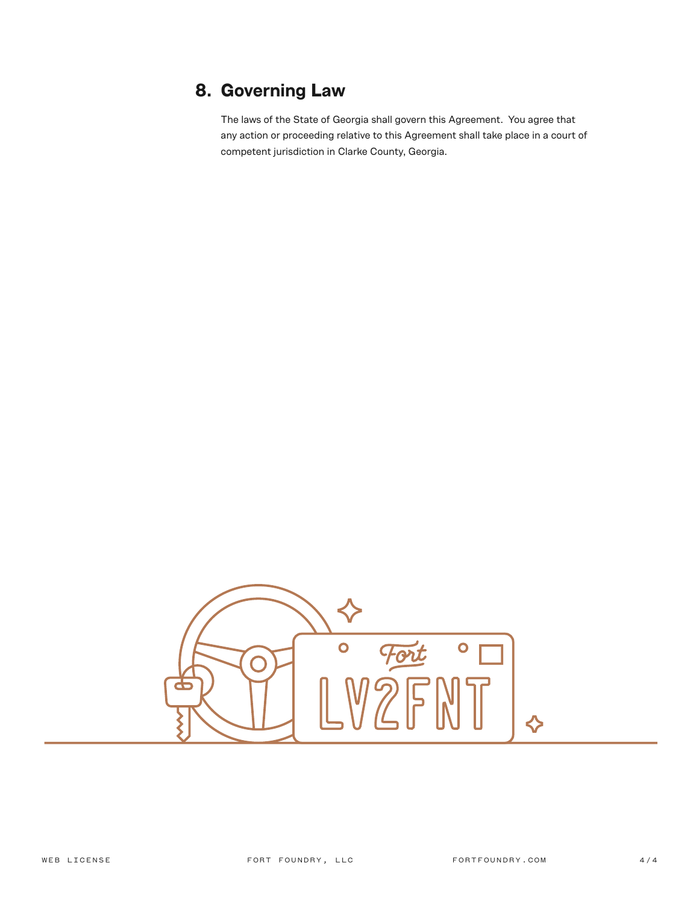## 8. Governing Law

The laws of the State of Georgia shall govern this Agreement. You agree that any action or proceeding relative to this Agreement shall take place in a court of competent jurisdiction in Clarke County, Georgia.